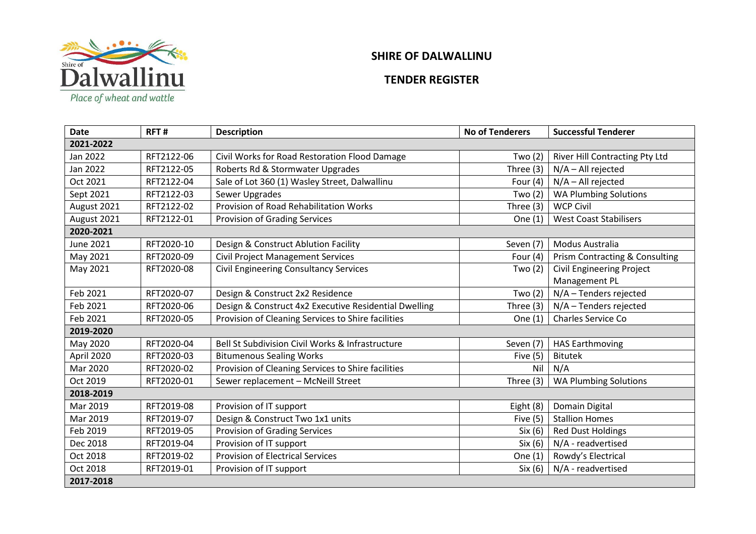# SHIRE OF DALWALLINU

## TENDER REGISTER

| Date | RFT # | Description | No of Tenderers | Successful Tenderer |
|---|---|---|---|---|
| **2021-2022** | | | | |
| Jan 2022 | RFT2122-06 | Civil Works for Road Restoration Flood Damage | Two (2) | River Hill Contracting Pty Ltd |
| Jan 2022 | RFT2122-05 | Roberts Rd & Stormwater Upgrades | Three (3) | N/A – All rejected |
| Oct 2021 | RFT2122-04 | Sale of Lot 360 (1) Wasley Street, Dalwallinu | Four (4) | N/A – All rejected |
| Sept 2021 | RFT2122-03 | Sewer Upgrades | Two (2) | WA Plumbing Solutions |
| August 2021 | RFT2122-02 | Provision of Road Rehabilitation Works | Three (3) | WCP Civil |
| August 2021 | RFT2122-01 | Provision of Grading Services | One (1) | West Coast Stabilisers |
| **2020-2021** | | | | |
| June 2021 | RFT2020-10 | Design & Construct Ablution Facility | Seven (7) | Modus Australia |
| May 2021 | RFT2020-09 | Civil Project Management Services | Four (4) | Prism Contracting & Consulting |
| May 2021 | RFT2020-08 | Civil Engineering Consultancy Services | Two (2) | Civil Engineering Project Management PL |
| Feb 2021 | RFT2020-07 | Design & Construct 2x2 Residence | Two (2) | N/A – Tenders rejected |
| Feb 2021 | RFT2020-06 | Design & Construct 4x2 Executive Residential Dwelling | Three (3) | N/A – Tenders rejected |
| Feb 2021 | RFT2020-05 | Provision of Cleaning Services to Shire facilities | One (1) | Charles Service Co |
| **2019-2020** | | | | |
| May 2020 | RFT2020-04 | Bell St Subdivision Civil Works & Infrastructure | Seven (7) | HAS Earthmoving |
| April 2020 | RFT2020-03 | Bitumenous Sealing Works | Five (5) | Bitutek |
| Mar 2020 | RFT2020-02 | Provision of Cleaning Services to Shire facilities | Nil | N/A |
| Oct 2019 | RFT2020-01 | Sewer replacement – McNeill Street | Three (3) | WA Plumbing Solutions |
| **2018-2019** | | | | |
| Mar 2019 | RFT2019-08 | Provision of IT support | Eight (8) | Domain Digital |
| Mar 2019 | RFT2019-07 | Design & Construct Two 1x1 units | Five (5) | Stallion Homes |
| Feb 2019 | RFT2019-05 | Provision of Grading Services | Six (6) | Red Dust Holdings |
| Dec 2018 | RFT2019-04 | Provision of IT support | Six (6) | N/A - readvertised |
| Oct 2018 | RFT2019-02 | Provision of Electrical Services | One (1) | Rowdy's Electrical |
| Oct 2018 | RFT2019-01 | Provision of IT support | Six (6) | N/A - readvertised |
| **2017-2018** | | | | |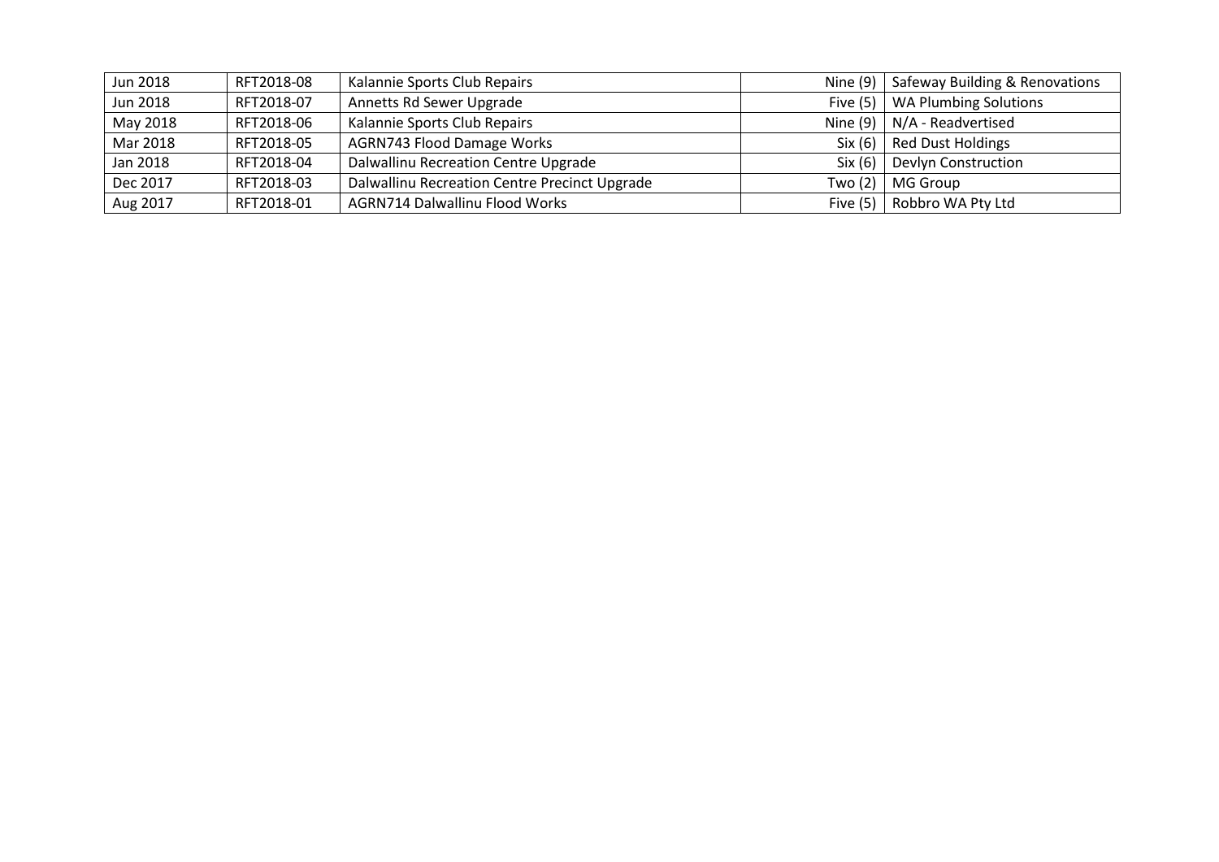| | | | | |
|---|---|---|---|---|
| Jun 2018 | RFT2018-08 | Kalannie Sports Club Repairs | Nine (9) | Safeway Building & Renovations |
| Jun 2018 | RFT2018-07 | Annetts Rd Sewer Upgrade | Five (5) | WA Plumbing Solutions |
| May 2018 | RFT2018-06 | Kalannie Sports Club Repairs | Nine (9) | N/A - Readvertised |
| Mar 2018 | RFT2018-05 | AGRN743 Flood Damage Works | Six (6) | Red Dust Holdings |
| Jan 2018 | RFT2018-04 | Dalwallinu Recreation Centre Upgrade | Six (6) | Devlyn Construction |
| Dec 2017 | RFT2018-03 | Dalwallinu Recreation Centre Precinct Upgrade | Two (2) | MG Group |
| Aug 2017 | RFT2018-01 | AGRN714 Dalwallinu Flood Works | Five (5) | Robbro WA Pty Ltd |